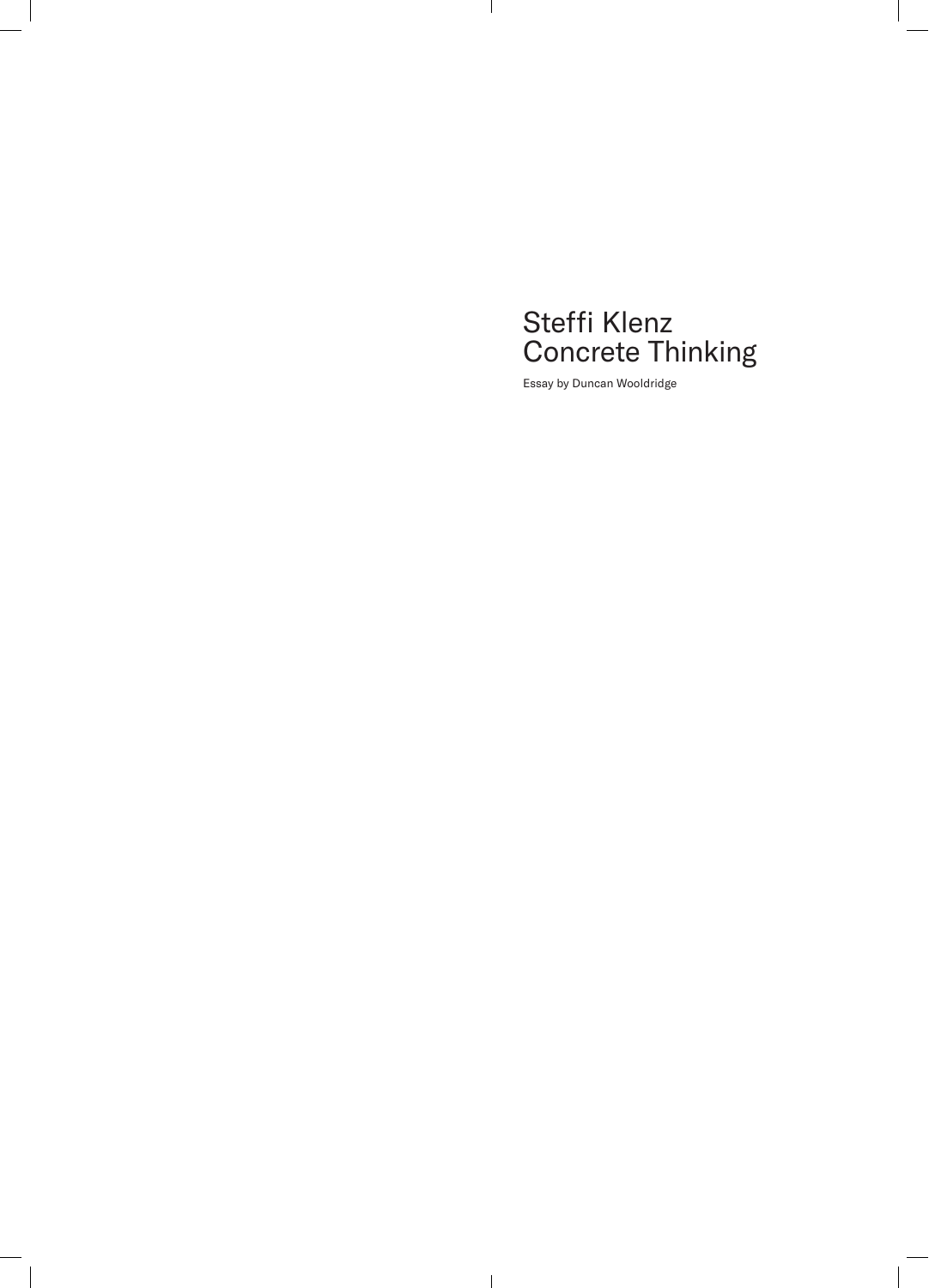# Steffi Klenz
# Concrete Thinking

Essay by Duncan Wooldridge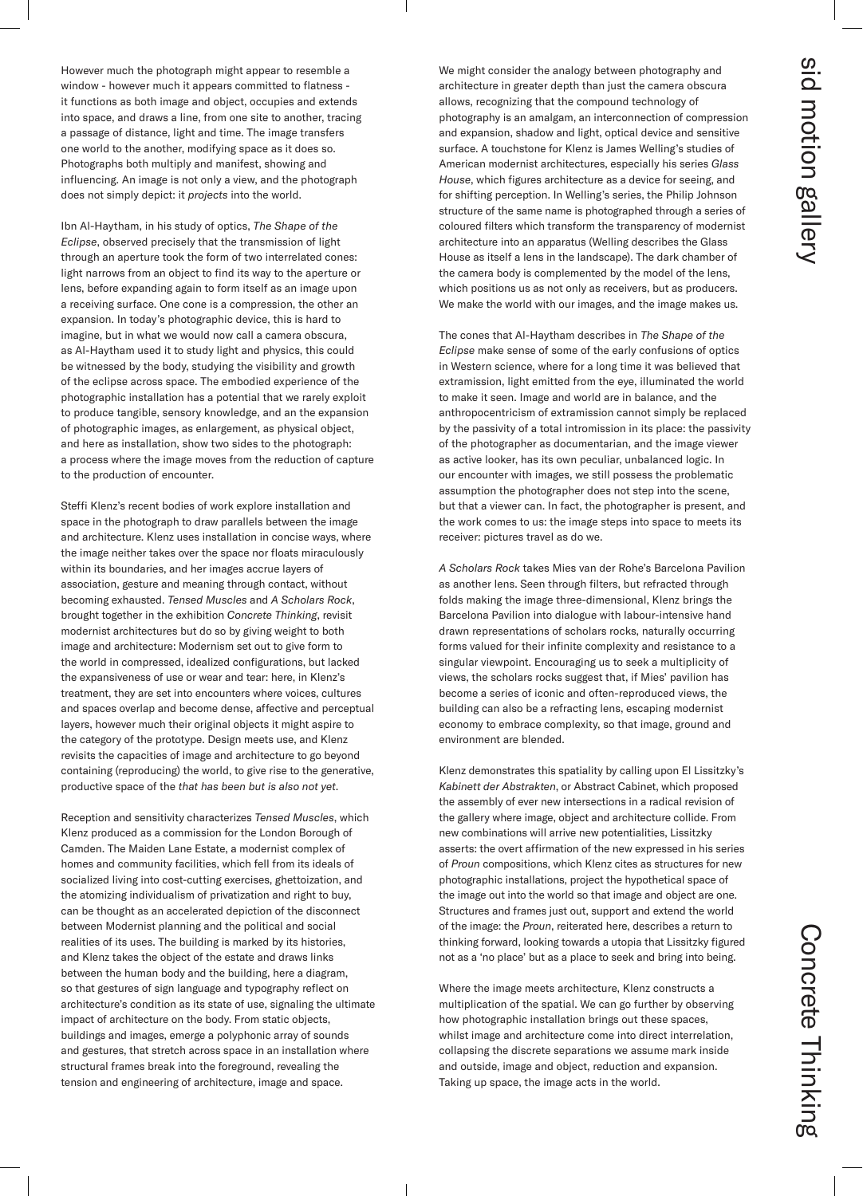However much the photograph might appear to resemble a window - however much it appears committed to flatness - it functions as both image and object, occupies and extends into space, and draws a line, from one site to another, tracing a passage of distance, light and time. The image transfers one world to the another, modifying space as it does so. Photographs both multiply and manifest, showing and influencing. An image is not only a view, and the photograph does not simply depict: it *projects* into the world.

Ibn Al-Haytham, in his study of optics, *The Shape of the Eclipse*, observed precisely that the transmission of light through an aperture took the form of two interrelated cones: light narrows from an object to find its way to the aperture or lens, before expanding again to form itself as an image upon a receiving surface. One cone is a compression, the other an expansion. In today's photographic device, this is hard to imagine, but in what we would now call a camera obscura, as Al-Haytham used it to study light and physics, this could be witnessed by the body, studying the visibility and growth of the eclipse across space. The embodied experience of the photographic installation has a potential that we rarely exploit to produce tangible, sensory knowledge, and an the expansion of photographic images, as enlargement, as physical object, and here as installation, show two sides to the photograph: a process where the image moves from the reduction of capture to the production of encounter.

Steffi Klenz's recent bodies of work explore installation and space in the photograph to draw parallels between the image and architecture. Klenz uses installation in concise ways, where the image neither takes over the space nor floats miraculously within its boundaries, and her images accrue layers of association, gesture and meaning through contact, without becoming exhausted. *Tensed Muscles* and *A Scholars Rock*, brought together in the exhibition *Concrete Thinking*, revisit modernist architectures but do so by giving weight to both image and architecture: Modernism set out to give form to the world in compressed, idealized configurations, but lacked the expansiveness of use or wear and tear: here, in Klenz's treatment, they are set into encounters where voices, cultures and spaces overlap and become dense, affective and perceptual layers, however much their original objects it might aspire to the category of the prototype. Design meets use, and Klenz revisits the capacities of image and architecture to go beyond containing (reproducing) the world, to give rise to the generative, productive space of the *that has been but is also not yet*.

Reception and sensitivity characterizes *Tensed Muscles*, which Klenz produced as a commission for the London Borough of Camden. The Maiden Lane Estate, a modernist complex of homes and community facilities, which fell from its ideals of socialized living into cost-cutting exercises, ghettoization, and the atomizing individualism of privatization and right to buy, can be thought as an accelerated depiction of the disconnect between Modernist planning and the political and social realities of its uses. The building is marked by its histories, and Klenz takes the object of the estate and draws links between the human body and the building, here a diagram, so that gestures of sign language and typography reflect on architecture's condition as its state of use, signaling the ultimate impact of architecture on the body. From static objects, buildings and images, emerge a polyphonic array of sounds and gestures, that stretch across space in an installation where structural frames break into the foreground, revealing the tension and engineering of architecture, image and space.

We might consider the analogy between photography and architecture in greater depth than just the camera obscura allows, recognizing that the compound technology of photography is an amalgam, an interconnection of compression and expansion, shadow and light, optical device and sensitive surface. A touchstone for Klenz is James Welling's studies of American modernist architectures, especially his series *Glass House*, which figures architecture as a device for seeing, and for shifting perception. In Welling's series, the Philip Johnson structure of the same name is photographed through a series of coloured filters which transform the transparency of modernist architecture into an apparatus (Welling describes the Glass House as itself a lens in the landscape). The dark chamber of the camera body is complemented by the model of the lens, which positions us as not only as receivers, but as producers. We make the world with our images, and the image makes us.

The cones that Al-Haytham describes in *The Shape of the Eclipse* make sense of some of the early confusions of optics in Western science, where for a long time it was believed that extramission, light emitted from the eye, illuminated the world to make it seen. Image and world are in balance, and the anthropocentricism of extramission cannot simply be replaced by the passivity of a total intromission in its place: the passivity of the photographer as documentarian, and the image viewer as active looker, has its own peculiar, unbalanced logic. In our encounter with images, we still possess the problematic assumption the photographer does not step into the scene, but that a viewer can. In fact, the photographer is present, and the work comes to us: the image steps into space to meets its receiver: pictures travel as do we.

*A Scholars Rock* takes Mies van der Rohe's Barcelona Pavilion as another lens. Seen through filters, but refracted through folds making the image three-dimensional, Klenz brings the Barcelona Pavilion into dialogue with labour-intensive hand drawn representations of scholars rocks, naturally occurring forms valued for their infinite complexity and resistance to a singular viewpoint. Encouraging us to seek a multiplicity of views, the scholars rocks suggest that, if Mies' pavilion has become a series of iconic and often-reproduced views, the building can also be a refracting lens, escaping modernist economy to embrace complexity, so that image, ground and environment are blended.

Klenz demonstrates this spatiality by calling upon El Lissitzky's *Kabinett der Abstrakten*, or Abstract Cabinet, which proposed the assembly of ever new intersections in a radical revision of the gallery where image, object and architecture collide. From new combinations will arrive new potentialities, Lissitzky asserts: the overt affirmation of the new expressed in his series of *Proun* compositions, which Klenz cites as structures for new photographic installations, project the hypothetical space of the image out into the world so that image and object are one. Structures and frames just out, support and extend the world of the image: the *Proun*, reiterated here, describes a return to thinking forward, looking towards a utopia that Lissitzky figured not as a 'no place' but as a place to seek and bring into being.

Where the image meets architecture, Klenz constructs a multiplication of the spatial. We can go further by observing how photographic installation brings out these spaces, whilst image and architecture come into direct interrelation, collapsing the discrete separations we assume mark inside and outside, image and object, reduction and expansion. Taking up space, the image acts in the world.